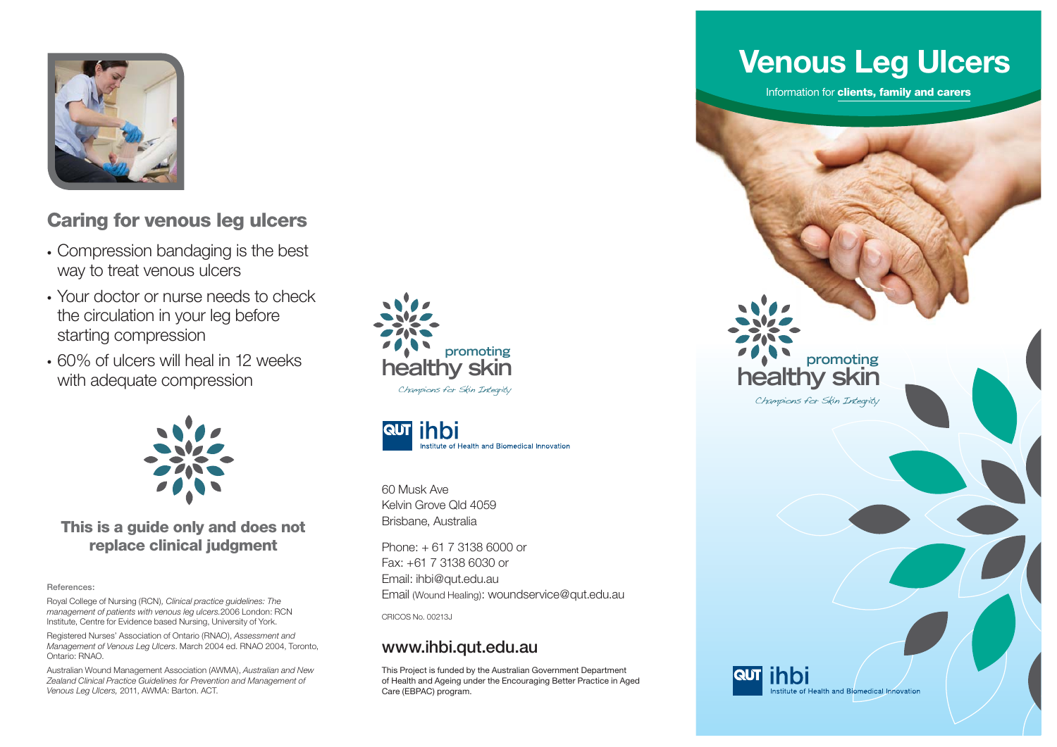## Caring for venous leg ulcers

- Compression bandaging is the best way to treat venous ulcers
- Your doctor or nurse needs to check the circulation in your leg before starting compression
- 60% of ulcers will heal in 12 weeks with adequate compression

**This is a guide only and does not replace clinical judgment**

**References:**

Royal College of Nursing (RCN), *Clinical practice guidelines: The management of patients with venous leg ulcers.* 2006 London: RCN Institute, Centre for Evidence based Nursing, University of York.

Registered Nurses' Association of Ontario (RNAO), *Assessment and Management of Venous Leg Ulcers*. March 2004 ed. RNAO 2004, Toronto, Ontario: RNAO.

Australian Wound Management Association (AWMA), *Australian and New Zealand Clinical Practice Guidelines for Prevention and Management of Venous Leg Ulcers,* 2011, AWMA: Barton. ACT.

promoting healthy skin

*Champions for Skin Integrity*

QUT ihbi Institute of Health and Biomedical Innovation

60 Musk Ave
Kelvin Grove Qld 4059
Brisbane, Australia

Phone: + 61 7 3138 6000 or
Fax: +61 7 3138 6030 or
Email: ihbi@qut.edu.au
Email (Wound Healing): woundservice@qut.edu.au

CRICOS No. 00213J

## www.ihbi.qut.edu.au

This Project is funded by the Australian Government Department of Health and Ageing under the Encouraging Better Practice in Aged Care (EBPAC) program.

# Venous Leg Ulcers

Information for **clients, family and carers**

promoting healthy skin

*Champions for Skin Integrity*

QUT ihbi Institute of Health and Biomedical Innovation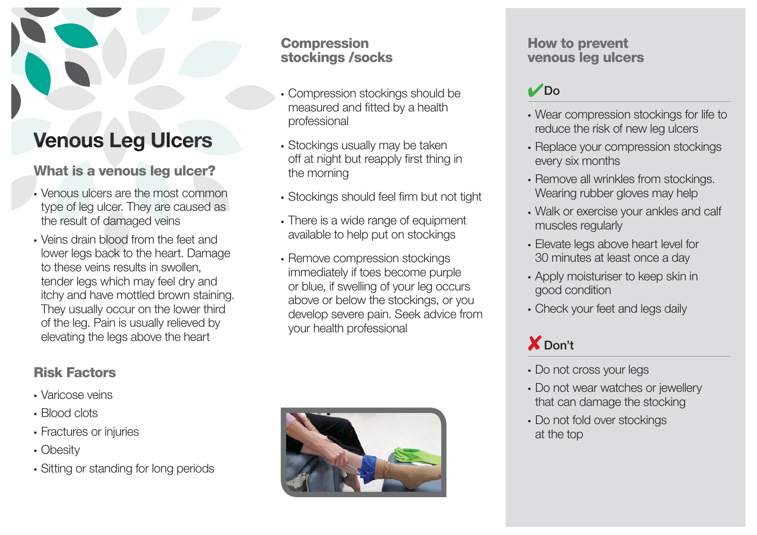# Venous Leg Ulcers

## What is a venous leg ulcer?

- Venous ulcers are the most common type of leg ulcer. They are caused as the result of damaged veins
- Veins drain blood from the feet and lower legs back to the heart. Damage to these veins results in swollen, tender legs which may feel dry and itchy and have mottled brown staining. They usually occur on the lower third of the leg. Pain is usually relieved by elevating the legs above the heart

## Risk Factors

- Varicose veins
- Blood clots
- Fractures or injuries
- Obesity
- Sitting or standing for long periods

## Compression stockings /socks

- Compression stockings should be measured and fitted by a health professional
- Stockings usually may be taken off at night but reapply first thing in the morning
- Stockings should feel firm but not tight
- There is a wide range of equipment available to help put on stockings
- Remove compression stockings immediately if toes become purple or blue, if swelling of your leg occurs above or below the stockings, or you develop severe pain. Seek advice from your health professional

## How to prevent venous leg ulcers

### ✔ Do

- Wear compression stockings for life to reduce the risk of new leg ulcers
- Replace your compression stockings every six months
- Remove all wrinkles from stockings. Wearing rubber gloves may help
- Walk or exercise your ankles and calf muscles regularly
- Elevate legs above heart level for 30 minutes at least once a day
- Apply moisturiser to keep skin in good condition
- Check your feet and legs daily

### ✘ Don't

- Do not cross your legs
- Do not wear watches or jewellery that can damage the stocking
- Do not fold over stockings at the top